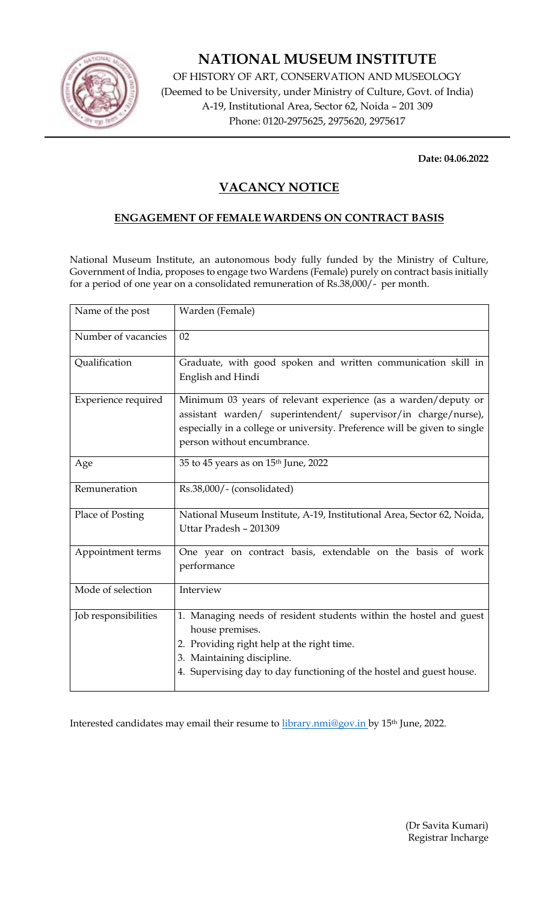# NATIONAL MUSEUM INSTITUTE

OF HISTORY OF ART, CONSERVATION AND MUSEOLOGY
(Deemed to be University, under Ministry of Culture, Govt. of India)
A-19, Institutional Area, Sector 62, Noida – 201 309
Phone: 0120-2975625, 2975620, 2975617

**Date: 04.06.2022**

## VACANCY NOTICE

### ENGAGEMENT OF FEMALE WARDENS ON CONTRACT BASIS

National Museum Institute, an autonomous body fully funded by the Ministry of Culture, Government of India, proposes to engage two Wardens (Female) purely on contract basis initially for a period of one year on a consolidated remuneration of Rs.38,000/- per month.

| | |
|---|---|
| Name of the post | Warden (Female) |
| Number of vacancies | 02 |
| Qualification | Graduate, with good spoken and written communication skill in English and Hindi |
| Experience required | Minimum 03 years of relevant experience (as a warden/deputy or assistant warden/ superintendent/ supervisor/in charge/nurse), especially in a college or university. Preference will be given to single person without encumbrance. |
| Age | 35 to 45 years as on 15th June, 2022 |
| Remuneration | Rs.38,000/- (consolidated) |
| Place of Posting | National Museum Institute, A-19, Institutional Area, Sector 62, Noida, Uttar Pradesh – 201309 |
| Appointment terms | One year on contract basis, extendable on the basis of work performance |
| Mode of selection | Interview |
| Job responsibilities | 1. Managing needs of resident students within the hostel and guest house premises. 2. Providing right help at the right time. 3. Maintaining discipline. 4. Supervising day to day functioning of the hostel and guest house. |

Interested candidates may email their resume to library.nmi@gov.in by 15th June, 2022.

(Dr Savita Kumari)
Registrar Incharge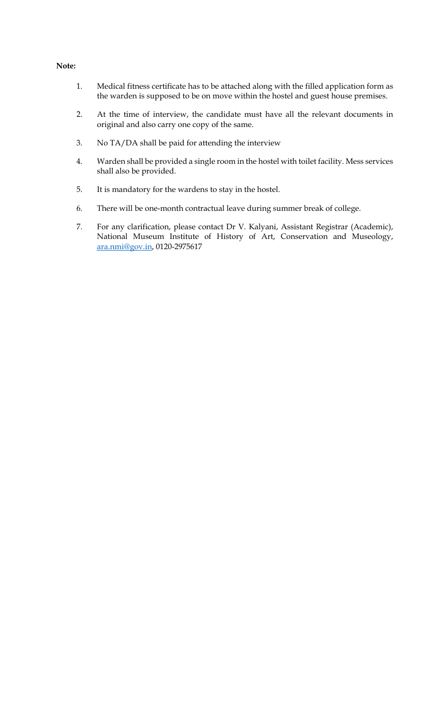**Note:**

1. Medical fitness certificate has to be attached along with the filled application form as the warden is supposed to be on move within the hostel and guest house premises.

2. At the time of interview, the candidate must have all the relevant documents in original and also carry one copy of the same.

3. No TA/DA shall be paid for attending the interview

4. Warden shall be provided a single room in the hostel with toilet facility. Mess services shall also be provided.

5. It is mandatory for the wardens to stay in the hostel.

6. There will be one-month contractual leave during summer break of college.

7. For any clarification, please contact Dr V. Kalyani, Assistant Registrar (Academic), National Museum Institute of History of Art, Conservation and Museology, ara.nmi@gov.in, 0120-2975617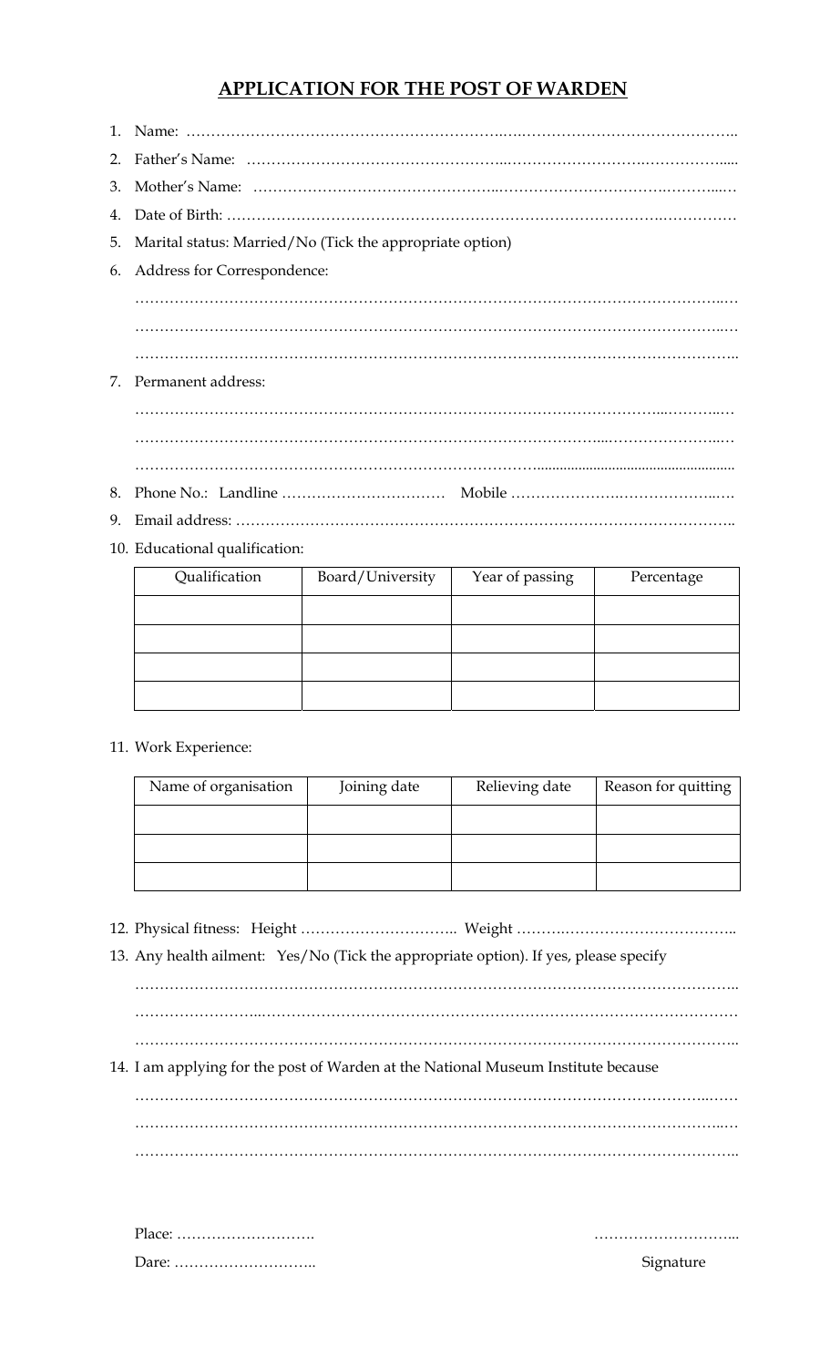# APPLICATION FOR THE POST OF WARDEN

1. Name: ……………………………………………………………………………………………………..
2. Father's Name: ………………………………………………………………………………………..
3. Mother's Name: ………………………………………………………………………………………
4. Date of Birth: ……………………………………………………………………………………………
5. Marital status: Married/No (Tick the appropriate option)
6. Address for Correspondence:

   ………………………………………………………………………………………………………………

   ………………………………………………………………………………………………………………

   ………………………………………………………………………………………………………………
7. Permanent address:

   ………………………………………………………………………………………………………………

   ………………………………………………………………………………………………………………

   ………………………………………………………………………………………………………………
8. Phone No.: Landline …………………………… Mobile ……………………………………….
9. Email address: ………………………………………………………………………………………..
10. Educational qualification:

| Qualification | Board/University | Year of passing | Percentage |
|---|---|---|---|
| | | | |
| | | | |
| | | | |
| | | | |

11. Work Experience:

| Name of organisation | Joining date | Relieving date | Reason for quitting |
|---|---|---|---|
| | | | |
| | | | |
| | | | |

12. Physical fitness: Height ………………………….. Weight ……………………………………..
13. Any health ailment: Yes/No (Tick the appropriate option). If yes, please specify

    ………………………………………………………………………………………………………………

    ………………………………………………………………………………………………………………

    ………………………………………………………………………………………………………………
14. I am applying for the post of Warden at the National Museum Institute because

    ………………………………………………………………………………………………………………

    ………………………………………………………………………………………………………………

    ………………………………………………………………………………………………………………

Place: ……………………….

Dare: ………………………..

………………………..

Signature